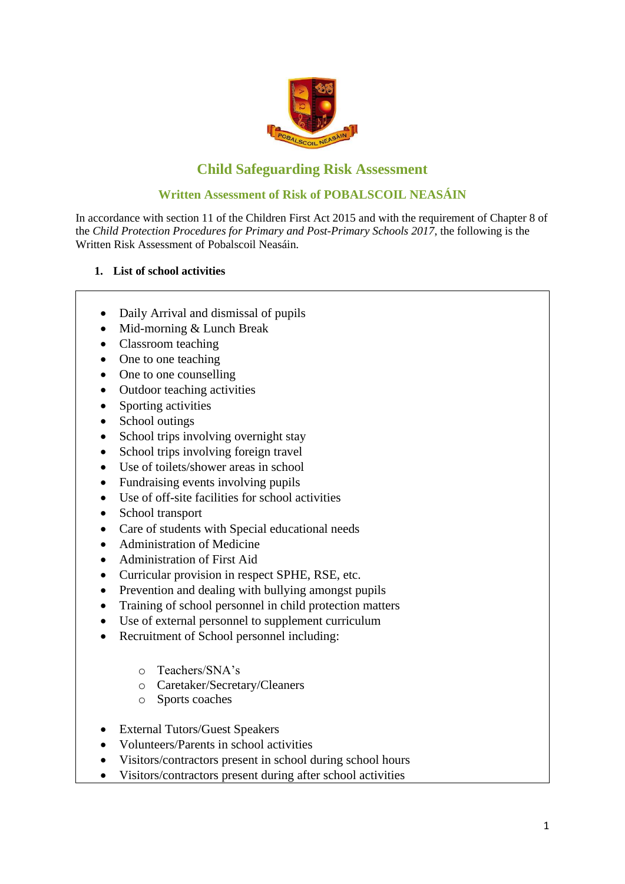# Child Safeguarding Risk Assessment

## Written Assessment of Risk of POBALSCOIL NEASÁIN

In accordance with section 11 of the Children First Act 2015 and with the requirement of Chapter 8 of the *Child Protection Procedures for Primary and Post-Primary Schools 2017*, the following is the Written Risk Assessment of Pobalscoil Neasáin.

### 1. List of school activities

- Daily Arrival and dismissal of pupils
- Mid-morning & Lunch Break
- Classroom teaching
- One to one teaching
- One to one counselling
- Outdoor teaching activities
- Sporting activities
- School outings
- School trips involving overnight stay
- School trips involving foreign travel
- Use of toilets/shower areas in school
- Fundraising events involving pupils
- Use of off-site facilities for school activities
- School transport
- Care of students with Special educational needs
- Administration of Medicine
- Administration of First Aid
- Curricular provision in respect SPHE, RSE, etc.
- Prevention and dealing with bullying amongst pupils
- Training of school personnel in child protection matters
- Use of external personnel to supplement curriculum
- Recruitment of School personnel including:
  - Teachers/SNA's
  - Caretaker/Secretary/Cleaners
  - Sports coaches
- External Tutors/Guest Speakers
- Volunteers/Parents in school activities
- Visitors/contractors present in school during school hours
- Visitors/contractors present during after school activities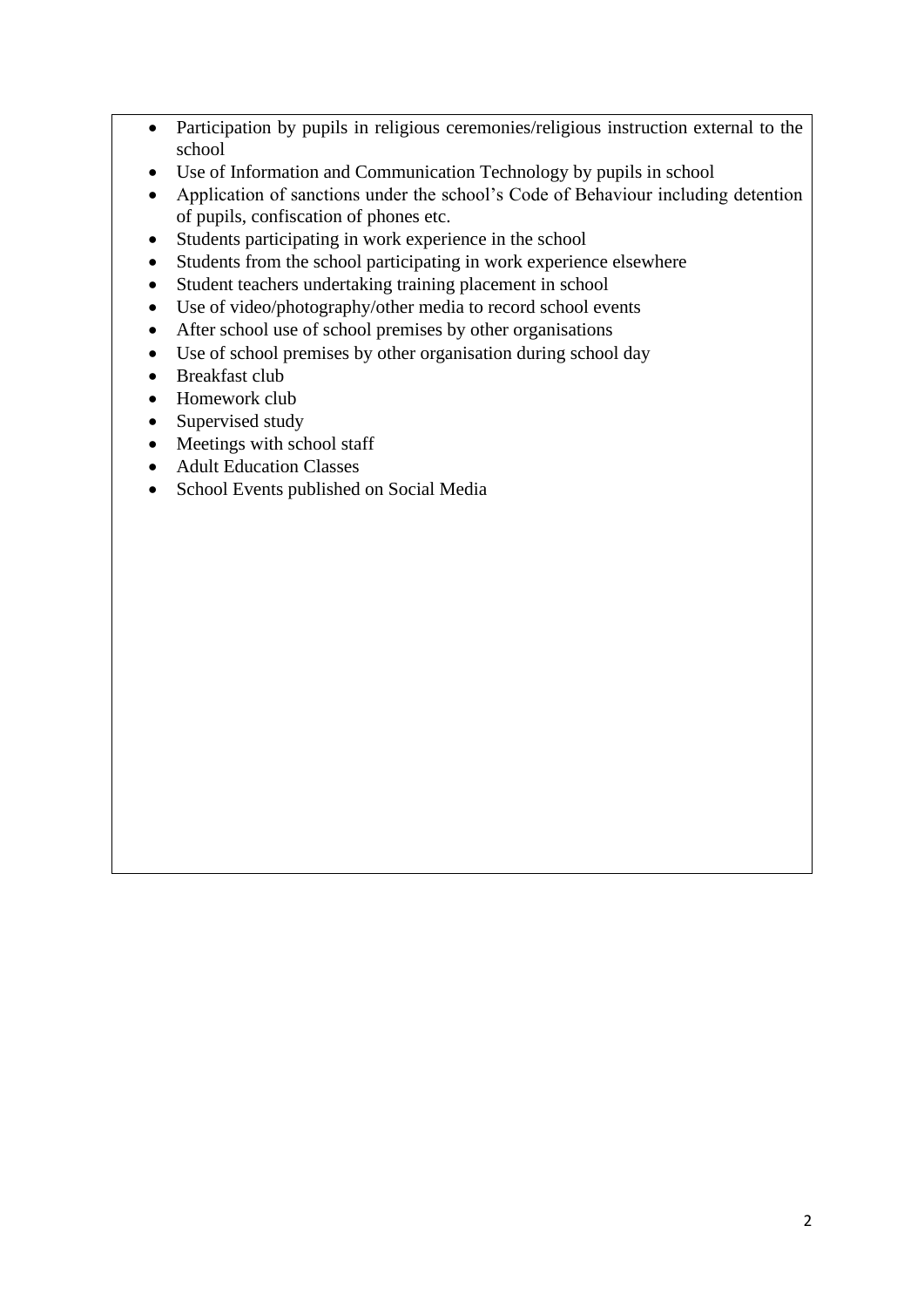- Participation by pupils in religious ceremonies/religious instruction external to the school
- Use of Information and Communication Technology by pupils in school
- Application of sanctions under the school's Code of Behaviour including detention of pupils, confiscation of phones etc.
- Students participating in work experience in the school
- Students from the school participating in work experience elsewhere
- Student teachers undertaking training placement in school
- Use of video/photography/other media to record school events
- After school use of school premises by other organisations
- Use of school premises by other organisation during school day
- Breakfast club
- Homework club
- Supervised study
- Meetings with school staff
- Adult Education Classes
- School Events published on Social Media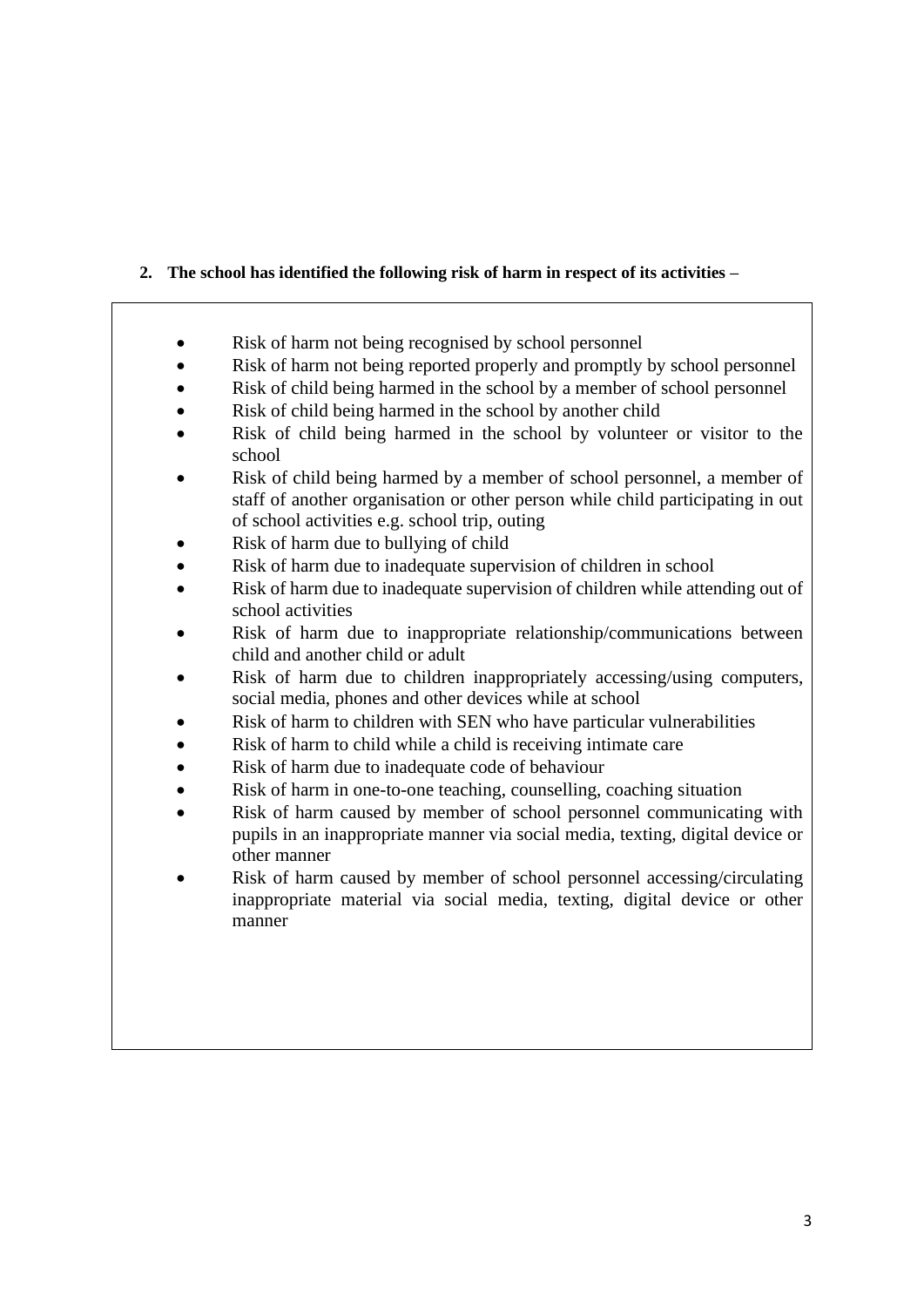**2. The school has identified the following risk of harm in respect of its activities –**

- Risk of harm not being recognised by school personnel
- Risk of harm not being reported properly and promptly by school personnel
- Risk of child being harmed in the school by a member of school personnel
- Risk of child being harmed in the school by another child
- Risk of child being harmed in the school by volunteer or visitor to the school
- Risk of child being harmed by a member of school personnel, a member of staff of another organisation or other person while child participating in out of school activities e.g. school trip, outing
- Risk of harm due to bullying of child
- Risk of harm due to inadequate supervision of children in school
- Risk of harm due to inadequate supervision of children while attending out of school activities
- Risk of harm due to inappropriate relationship/communications between child and another child or adult
- Risk of harm due to children inappropriately accessing/using computers, social media, phones and other devices while at school
- Risk of harm to children with SEN who have particular vulnerabilities
- Risk of harm to child while a child is receiving intimate care
- Risk of harm due to inadequate code of behaviour
- Risk of harm in one-to-one teaching, counselling, coaching situation
- Risk of harm caused by member of school personnel communicating with pupils in an inappropriate manner via social media, texting, digital device or other manner
- Risk of harm caused by member of school personnel accessing/circulating inappropriate material via social media, texting, digital device or other manner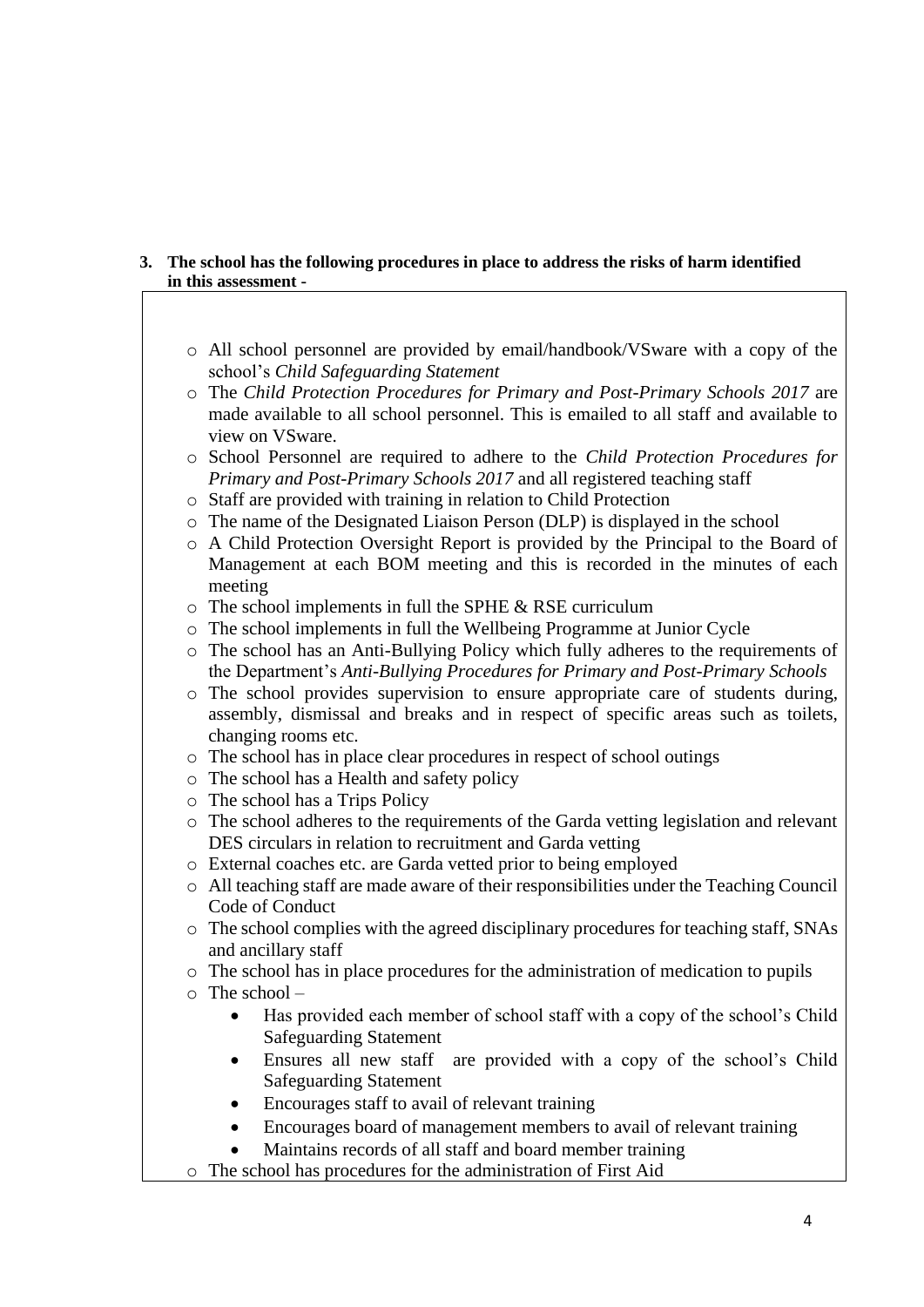3. **The school has the following procedures in place to address the risks of harm identified in this assessment -**

- All school personnel are provided by email/handbook/VSware with a copy of the school's *Child Safeguarding Statement*
- The *Child Protection Procedures for Primary and Post-Primary Schools 2017* are made available to all school personnel. This is emailed to all staff and available to view on VSware.
- School Personnel are required to adhere to the *Child Protection Procedures for Primary and Post-Primary Schools 2017* and all registered teaching staff
- Staff are provided with training in relation to Child Protection
- The name of the Designated Liaison Person (DLP) is displayed in the school
- A Child Protection Oversight Report is provided by the Principal to the Board of Management at each BOM meeting and this is recorded in the minutes of each meeting
- The school implements in full the SPHE & RSE curriculum
- The school implements in full the Wellbeing Programme at Junior Cycle
- The school has an Anti-Bullying Policy which fully adheres to the requirements of the Department's *Anti-Bullying Procedures for Primary and Post-Primary Schools*
- The school provides supervision to ensure appropriate care of students during, assembly, dismissal and breaks and in respect of specific areas such as toilets, changing rooms etc.
- The school has in place clear procedures in respect of school outings
- The school has a Health and safety policy
- The school has a Trips Policy
- The school adheres to the requirements of the Garda vetting legislation and relevant DES circulars in relation to recruitment and Garda vetting
- External coaches etc. are Garda vetted prior to being employed
- All teaching staff are made aware of their responsibilities under the Teaching Council Code of Conduct
- The school complies with the agreed disciplinary procedures for teaching staff, SNAs and ancillary staff
- The school has in place procedures for the administration of medication to pupils
- The school –
  - Has provided each member of school staff with a copy of the school's Child Safeguarding Statement
  - Ensures all new staff are provided with a copy of the school's Child Safeguarding Statement
  - Encourages staff to avail of relevant training
  - Encourages board of management members to avail of relevant training
  - Maintains records of all staff and board member training
- The school has procedures for the administration of First Aid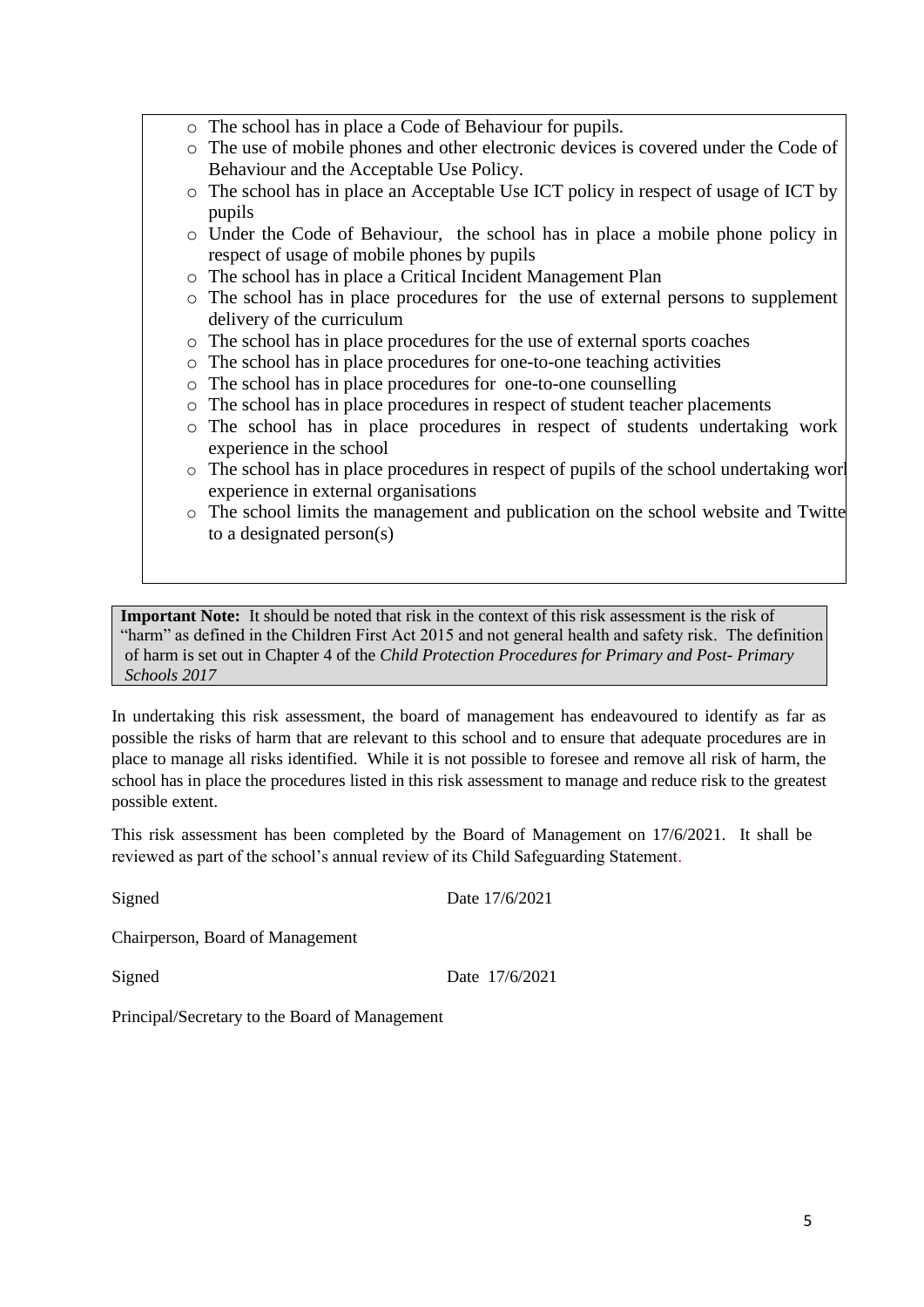- The school has in place a Code of Behaviour for pupils.
- The use of mobile phones and other electronic devices is covered under the Code of Behaviour and the Acceptable Use Policy.
- The school has in place an Acceptable Use ICT policy in respect of usage of ICT by pupils
- Under the Code of Behaviour, the school has in place a mobile phone policy in respect of usage of mobile phones by pupils
- The school has in place a Critical Incident Management Plan
- The school has in place procedures for the use of external persons to supplement delivery of the curriculum
- The school has in place procedures for the use of external sports coaches
- The school has in place procedures for one-to-one teaching activities
- The school has in place procedures for one-to-one counselling
- The school has in place procedures in respect of student teacher placements
- The school has in place procedures in respect of students undertaking work experience in the school
- The school has in place procedures in respect of pupils of the school undertaking worl experience in external organisations
- The school limits the management and publication on the school website and Twitte to a designated person(s)

**Important Note:** It should be noted that risk in the context of this risk assessment is the risk of "harm" as defined in the Children First Act 2015 and not general health and safety risk. The definition of harm is set out in Chapter 4 of the *Child Protection Procedures for Primary and Post- Primary Schools 2017*

In undertaking this risk assessment, the board of management has endeavoured to identify as far as possible the risks of harm that are relevant to this school and to ensure that adequate procedures are in place to manage all risks identified. While it is not possible to foresee and remove all risk of harm, the school has in place the procedures listed in this risk assessment to manage and reduce risk to the greatest possible extent.

This risk assessment has been completed by the Board of Management on 17/6/2021. It shall be reviewed as part of the school's annual review of its Child Safeguarding Statement.

Signed Date 17/6/2021

Chairperson, Board of Management

Signed Date 17/6/2021

Principal/Secretary to the Board of Management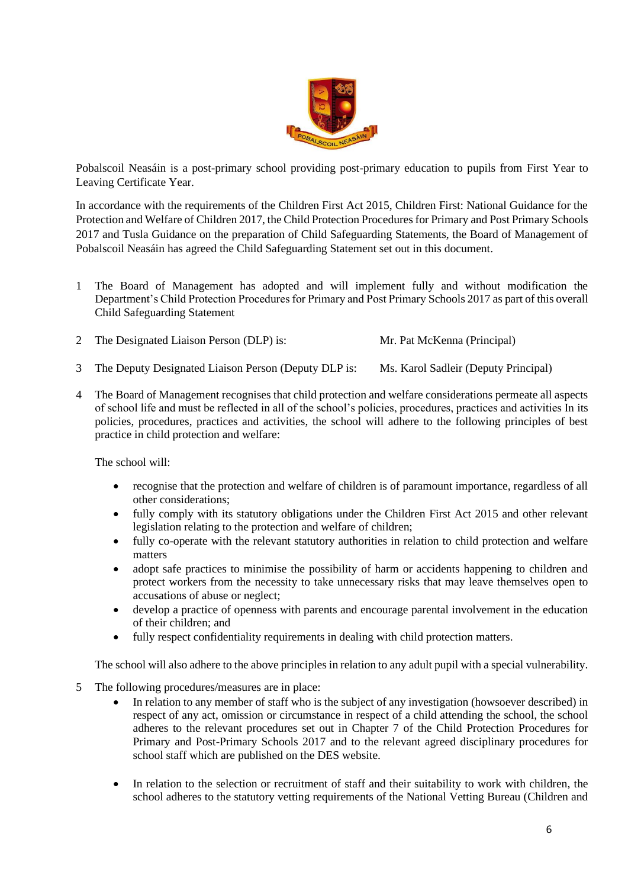Pobalscoil Neasáin is a post-primary school providing post-primary education to pupils from First Year to Leaving Certificate Year.

In accordance with the requirements of the Children First Act 2015, Children First: National Guidance for the Protection and Welfare of Children 2017, the Child Protection Procedures for Primary and Post Primary Schools 2017 and Tusla Guidance on the preparation of Child Safeguarding Statements, the Board of Management of Pobalscoil Neasáin has agreed the Child Safeguarding Statement set out in this document.

1 The Board of Management has adopted and will implement fully and without modification the Department's Child Protection Procedures for Primary and Post Primary Schools 2017 as part of this overall Child Safeguarding Statement

2 The Designated Liaison Person (DLP) is: Mr. Pat McKenna (Principal)

3 The Deputy Designated Liaison Person (Deputy DLP is: Ms. Karol Sadleir (Deputy Principal)

4 The Board of Management recognises that child protection and welfare considerations permeate all aspects of school life and must be reflected in all of the school's policies, procedures, practices and activities In its policies, procedures, practices and activities, the school will adhere to the following principles of best practice in child protection and welfare:

The school will:

- recognise that the protection and welfare of children is of paramount importance, regardless of all other considerations;
- fully comply with its statutory obligations under the Children First Act 2015 and other relevant legislation relating to the protection and welfare of children;
- fully co-operate with the relevant statutory authorities in relation to child protection and welfare matters
- adopt safe practices to minimise the possibility of harm or accidents happening to children and protect workers from the necessity to take unnecessary risks that may leave themselves open to accusations of abuse or neglect;
- develop a practice of openness with parents and encourage parental involvement in the education of their children; and
- fully respect confidentiality requirements in dealing with child protection matters.

The school will also adhere to the above principles in relation to any adult pupil with a special vulnerability.

5 The following procedures/measures are in place:

- In relation to any member of staff who is the subject of any investigation (howsoever described) in respect of any act, omission or circumstance in respect of a child attending the school, the school adheres to the relevant procedures set out in Chapter 7 of the Child Protection Procedures for Primary and Post-Primary Schools 2017 and to the relevant agreed disciplinary procedures for school staff which are published on the DES website.
- In relation to the selection or recruitment of staff and their suitability to work with children, the school adheres to the statutory vetting requirements of the National Vetting Bureau (Children and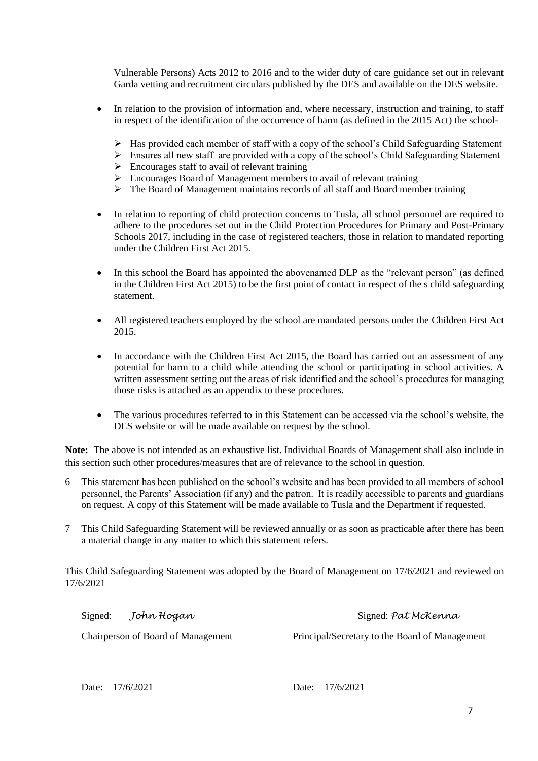Vulnerable Persons) Acts 2012 to 2016 and to the wider duty of care guidance set out in relevant Garda vetting and recruitment circulars published by the DES and available on the DES website.

- In relation to the provision of information and, where necessary, instruction and training, to staff in respect of the identification of the occurrence of harm (as defined in the 2015 Act) the school-
  - Has provided each member of staff with a copy of the school's Child Safeguarding Statement
  - Ensures all new staff are provided with a copy of the school's Child Safeguarding Statement
  - Encourages staff to avail of relevant training
  - Encourages Board of Management members to avail of relevant training
  - The Board of Management maintains records of all staff and Board member training

- In relation to reporting of child protection concerns to Tusla, all school personnel are required to adhere to the procedures set out in the Child Protection Procedures for Primary and Post-Primary Schools 2017, including in the case of registered teachers, those in relation to mandated reporting under the Children First Act 2015.

- In this school the Board has appointed the abovenamed DLP as the "relevant person" (as defined in the Children First Act 2015) to be the first point of contact in respect of the s child safeguarding statement.

- All registered teachers employed by the school are mandated persons under the Children First Act 2015.

- In accordance with the Children First Act 2015, the Board has carried out an assessment of any potential for harm to a child while attending the school or participating in school activities. A written assessment setting out the areas of risk identified and the school's procedures for managing those risks is attached as an appendix to these procedures.

- The various procedures referred to in this Statement can be accessed via the school's website, the DES website or will be made available on request by the school.

**Note:** The above is not intended as an exhaustive list. Individual Boards of Management shall also include in this section such other procedures/measures that are of relevance to the school in question.

6 This statement has been published on the school's website and has been provided to all members of school personnel, the Parents' Association (if any) and the patron. It is readily accessible to parents and guardians on request. A copy of this Statement will be made available to Tusla and the Department if requested.

7 This Child Safeguarding Statement will be reviewed annually or as soon as practicable after there has been a material change in any matter to which this statement refers.

This Child Safeguarding Statement was adopted by the Board of Management on 17/6/2021 and reviewed on 17/6/2021

Signed: *John Hogan*

Chairperson of Board of Management

Date: 17/6/2021

Signed: *Pat McKenna*

Principal/Secretary to the Board of Management

Date: 17/6/2021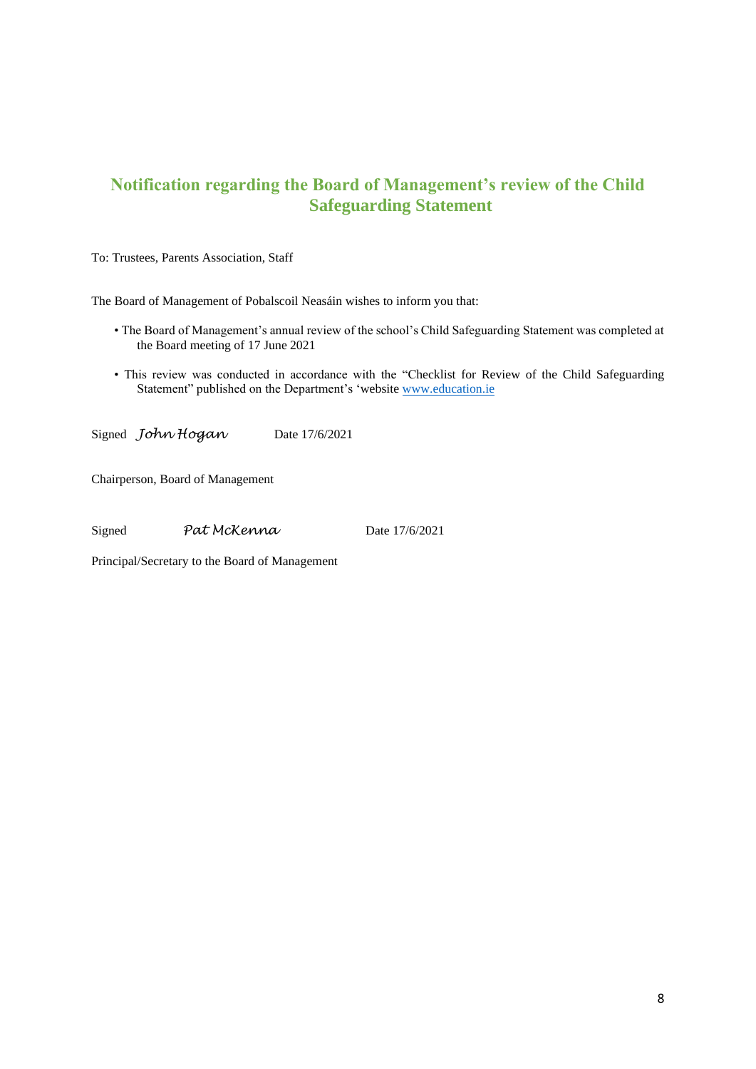## Notification regarding the Board of Management's review of the Child Safeguarding Statement

To: Trustees, Parents Association, Staff

The Board of Management of Pobalscoil Neasáin wishes to inform you that:

- The Board of Management's annual review of the school's Child Safeguarding Statement was completed at the Board meeting of 17 June 2021
- This review was conducted in accordance with the "Checklist for Review of the Child Safeguarding Statement" published on the Department's 'website www.education.ie

Signed *John Hogan* Date 17/6/2021

Chairperson, Board of Management

Signed *Pat McKenna* Date 17/6/2021

Principal/Secretary to the Board of Management